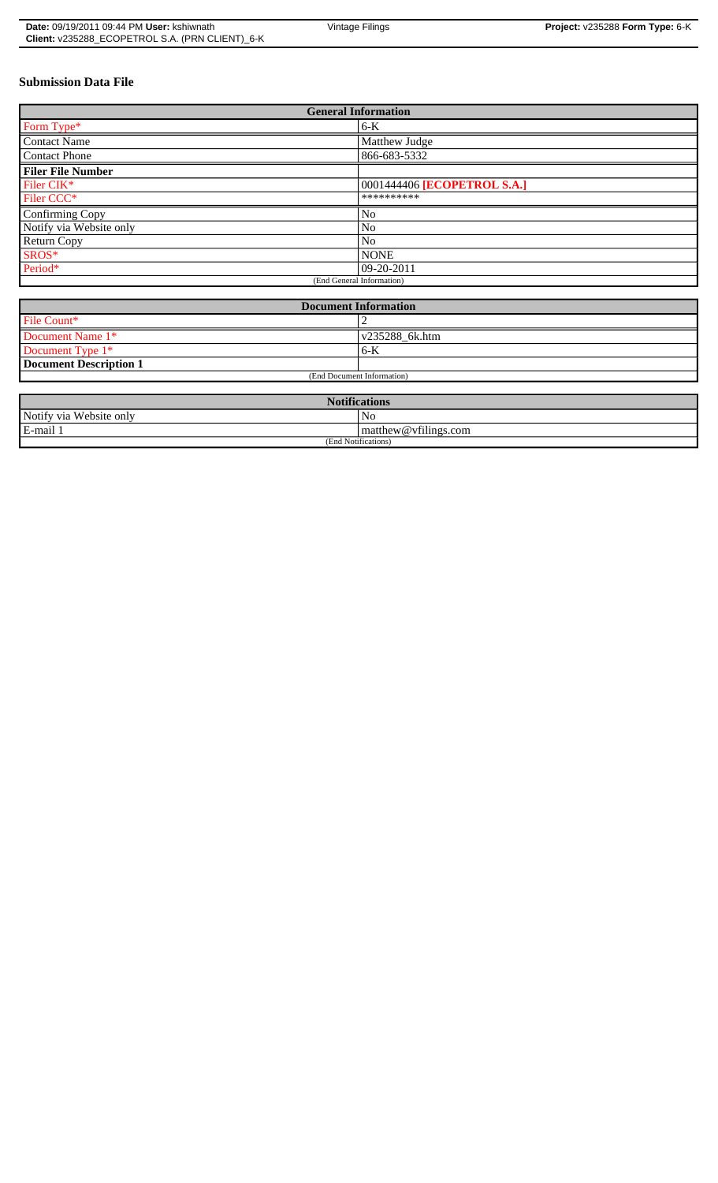**Date:** 09/19/2011 09:44 PM **User:** kshiwnath | Vintage Filings | **Project:** v235288 **Form Type:** 6-K
**Client:** v235288_ECOPETROL S.A. (PRN CLIENT)_6-K

## Submission Data File

| General Information | |
|---|---|
| Form Type* | 6-K |
| Contact Name | Matthew Judge |
| Contact Phone | 866-683-5332 |
| **Filer File Number** | |
| Filer CIK* | 0001444406 **[ECOPETROL S.A.]** |
| Filer CCC* | ********** |
| Confirming Copy | No |
| Notify via Website only | No |
| Return Copy | No |
| SROS* | NONE |
| Period* | 09-20-2011 |
| (End General Information) | |

| Document Information | |
|---|---|
| File Count* | 2 |
| Document Name 1* | v235288_6k.htm |
| Document Type 1* | 6-K |
| **Document Description 1** | |
| (End Document Information) | |

| Notifications | |
|---|---|
| Notify via Website only | No |
| E-mail 1 | matthew@vfilings.com |
| (End Notifications) | |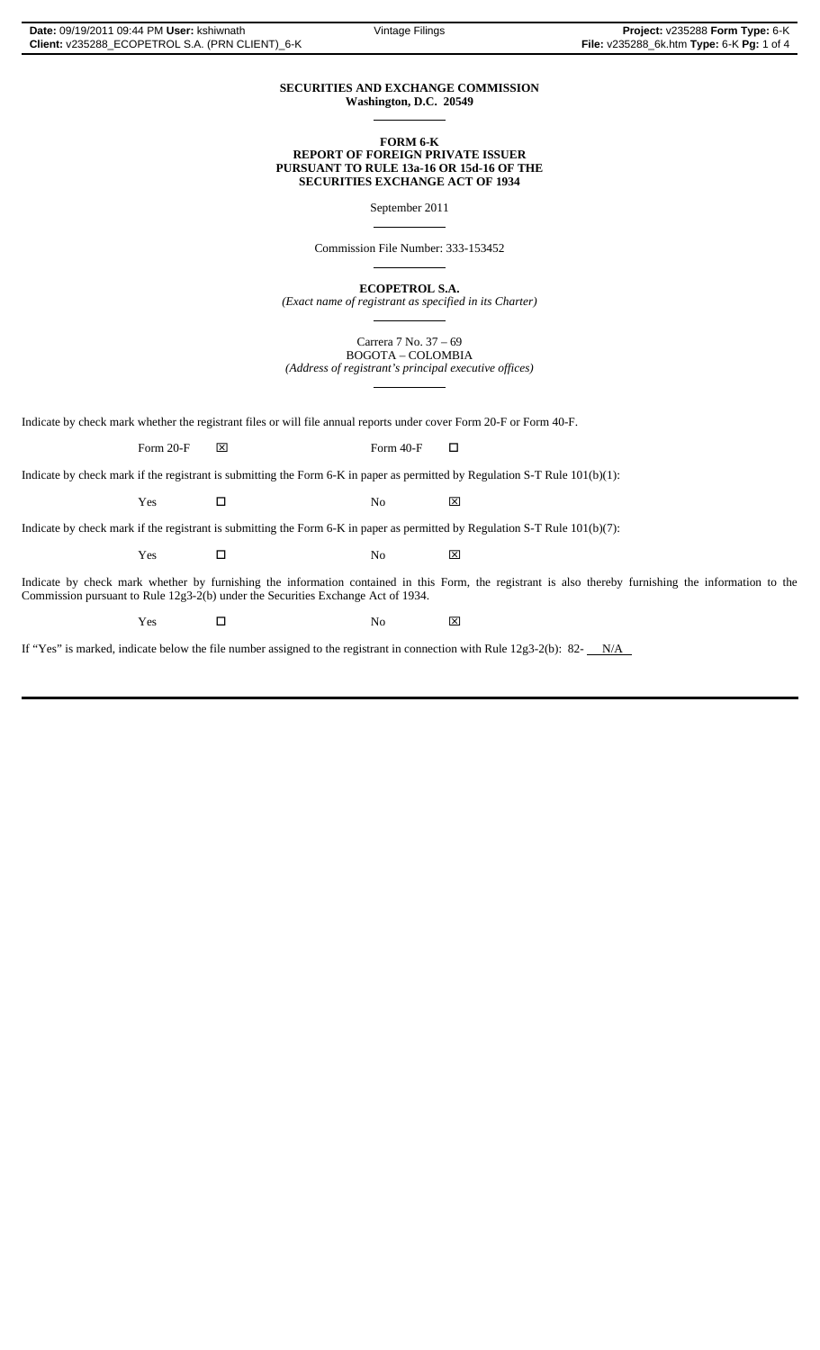**SECURITIES AND EXCHANGE COMMISSION**
**Washington, D.C. 20549**

**FORM 6-K**
**REPORT OF FOREIGN PRIVATE ISSUER**
**PURSUANT TO RULE 13a-16 OR 15d-16 OF THE**
**SECURITIES EXCHANGE ACT OF 1934**

September 2011

Commission File Number: 333-153452

**ECOPETROL S.A.**
*(Exact name of registrant as specified in its Charter)*

Carrera 7 No. 37 – 69
BOGOTA – COLOMBIA
*(Address of registrant's principal executive offices)*

Indicate by check mark whether the registrant files or will file annual reports under cover Form 20-F or Form 40-F.

Form 20-F ☒ Form 40-F ☐

Indicate by check mark if the registrant is submitting the Form 6-K in paper as permitted by Regulation S-T Rule 101(b)(1):

Yes ☐ No ☒

Indicate by check mark if the registrant is submitting the Form 6-K in paper as permitted by Regulation S-T Rule 101(b)(7):

Yes ☐ No ☒

Indicate by check mark whether by furnishing the information contained in this Form, the registrant is also thereby furnishing the information to the Commission pursuant to Rule 12g3-2(b) under the Securities Exchange Act of 1934.

Yes ☐ No ☒

If "Yes" is marked, indicate below the file number assigned to the registrant in connection with Rule 12g3-2(b): 82- N/A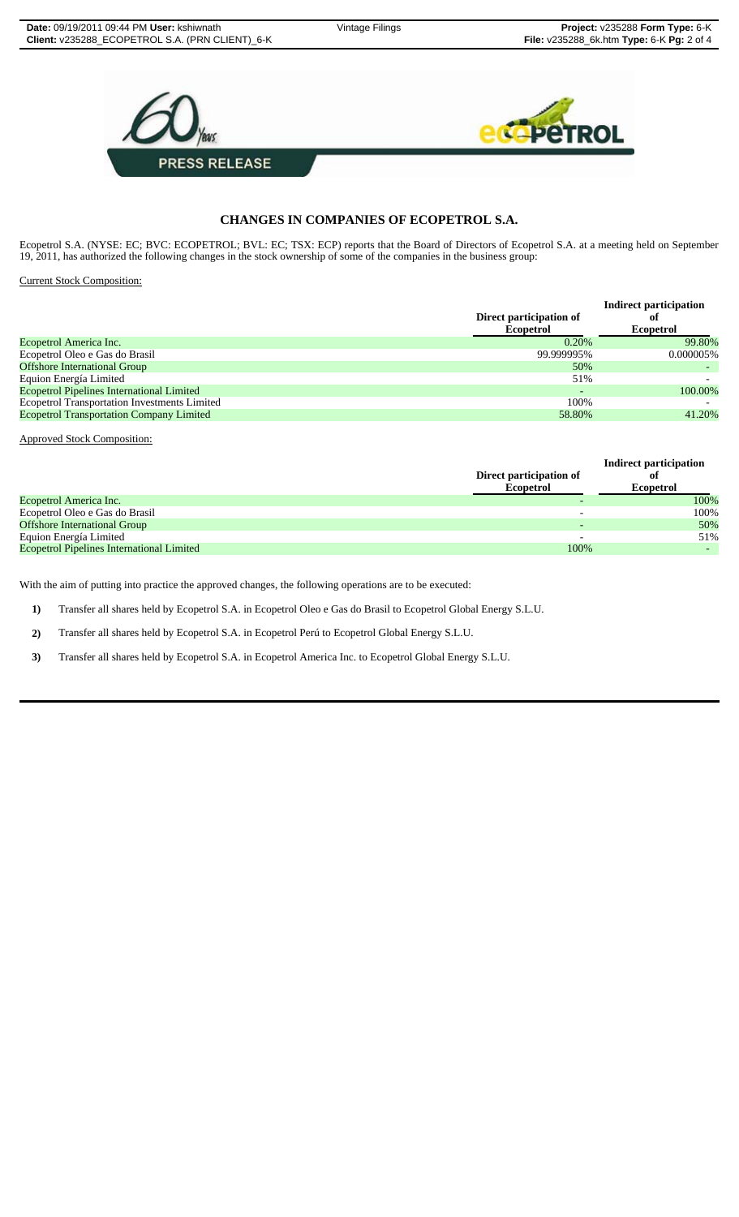PRESS RELEASE

## CHANGES IN COMPANIES OF ECOPETROL S.A.

Ecopetrol S.A. (NYSE: EC; BVC: ECOPETROL; BVL: EC; TSX: ECP) reports that the Board of Directors of Ecopetrol S.A. at a meeting held on September 19, 2011, has authorized the following changes in the stock ownership of some of the companies in the business group:

Current Stock Composition:

| | Direct participation of Ecopetrol | Indirect participation of Ecopetrol |
|---|---|---|
| Ecopetrol America Inc. | 0.20% | 99.80% |
| Ecopetrol Oleo e Gas do Brasil | 99.999995% | 0.000005% |
| Offshore International Group | 50% | - |
| Equion Energía Limited | 51% | - |
| Ecopetrol Pipelines International Limited | - | 100.00% |
| Ecopetrol Transportation Investments Limited | 100% | - |
| Ecopetrol Transportation Company Limited | 58.80% | 41.20% |

Approved Stock Composition:

| | Direct participation of Ecopetrol | Indirect participation of Ecopetrol |
|---|---|---|
| Ecopetrol America Inc. | - | 100% |
| Ecopetrol Oleo e Gas do Brasil | - | 100% |
| Offshore International Group | - | 50% |
| Equion Energía Limited | - | 51% |
| Ecopetrol Pipelines International Limited | 100% | - |

With the aim of putting into practice the approved changes, the following operations are to be executed:

1) Transfer all shares held by Ecopetrol S.A. in Ecopetrol Oleo e Gas do Brasil to Ecopetrol Global Energy S.L.U.

2) Transfer all shares held by Ecopetrol S.A. in Ecopetrol Perú to Ecopetrol Global Energy S.L.U.

3) Transfer all shares held by Ecopetrol S.A. in Ecopetrol America Inc. to Ecopetrol Global Energy S.L.U.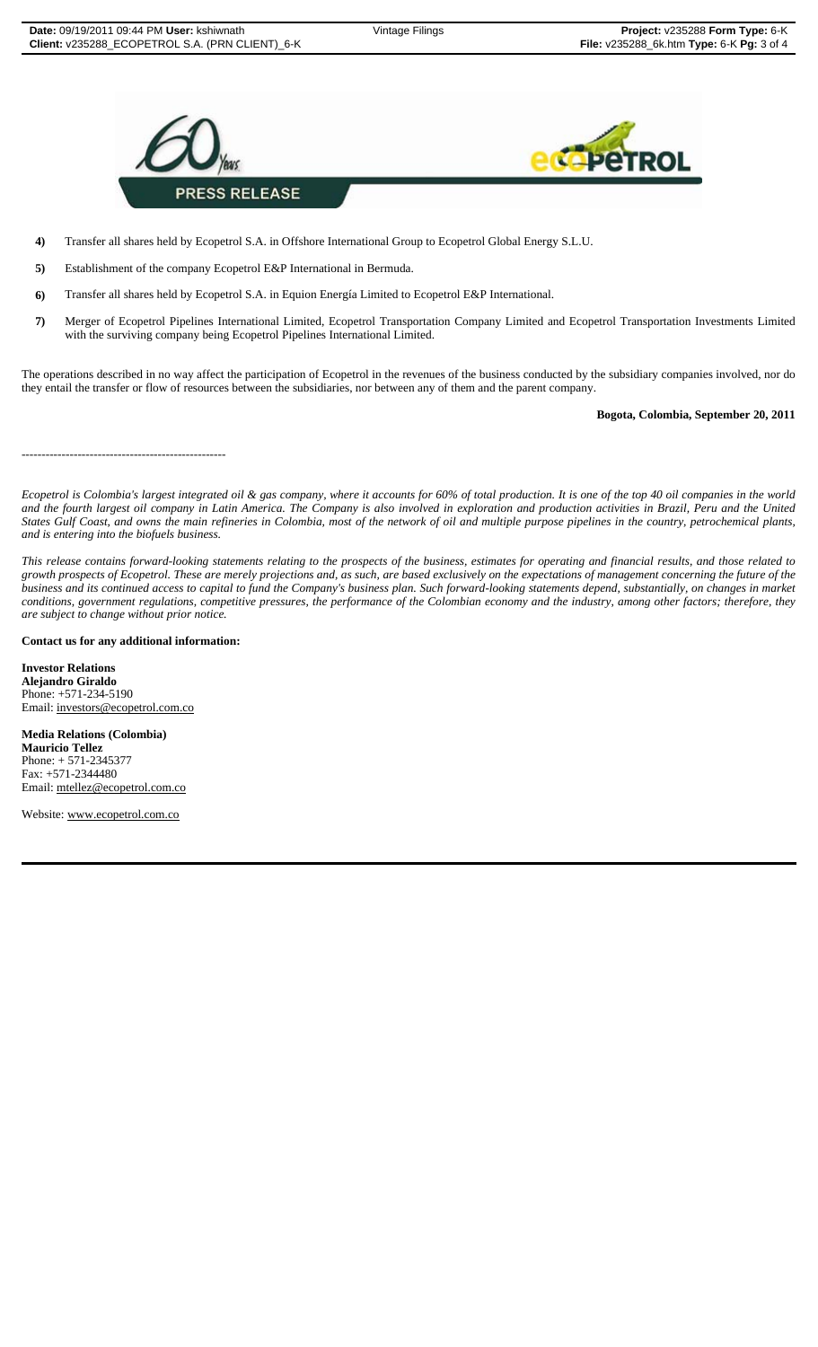**PRESS RELEASE**

4) Transfer all shares held by Ecopetrol S.A. in Offshore International Group to Ecopetrol Global Energy S.L.U.

5) Establishment of the company Ecopetrol E&P International in Bermuda.

6) Transfer all shares held by Ecopetrol S.A. in Equion Energía Limited to Ecopetrol E&P International.

7) Merger of Ecopetrol Pipelines International Limited, Ecopetrol Transportation Company Limited and Ecopetrol Transportation Investments Limited with the surviving company being Ecopetrol Pipelines International Limited.

The operations described in no way affect the participation of Ecopetrol in the revenues of the business conducted by the subsidiary companies involved, nor do they entail the transfer or flow of resources between the subsidiaries, nor between any of them and the parent company.

**Bogota, Colombia, September 20, 2011**

---------------------------------------------------

*Ecopetrol is Colombia's largest integrated oil & gas company, where it accounts for 60% of total production. It is one of the top 40 oil companies in the world and the fourth largest oil company in Latin America. The Company is also involved in exploration and production activities in Brazil, Peru and the United States Gulf Coast, and owns the main refineries in Colombia, most of the network of oil and multiple purpose pipelines in the country, petrochemical plants, and is entering into the biofuels business.*

*This release contains forward-looking statements relating to the prospects of the business, estimates for operating and financial results, and those related to growth prospects of Ecopetrol. These are merely projections and, as such, are based exclusively on the expectations of management concerning the future of the business and its continued access to capital to fund the Company's business plan. Such forward-looking statements depend, substantially, on changes in market conditions, government regulations, competitive pressures, the performance of the Colombian economy and the industry, among other factors; therefore, they are subject to change without prior notice.*

**Contact us for any additional information:**

**Investor Relations**
**Alejandro Giraldo**
Phone: +571-234-5190
Email: investors@ecopetrol.com.co

**Media Relations (Colombia)**
**Mauricio Tellez**
Phone: + 571-2345377
Fax: +571-2344480
Email: mtellez@ecopetrol.com.co

Website: www.ecopetrol.com.co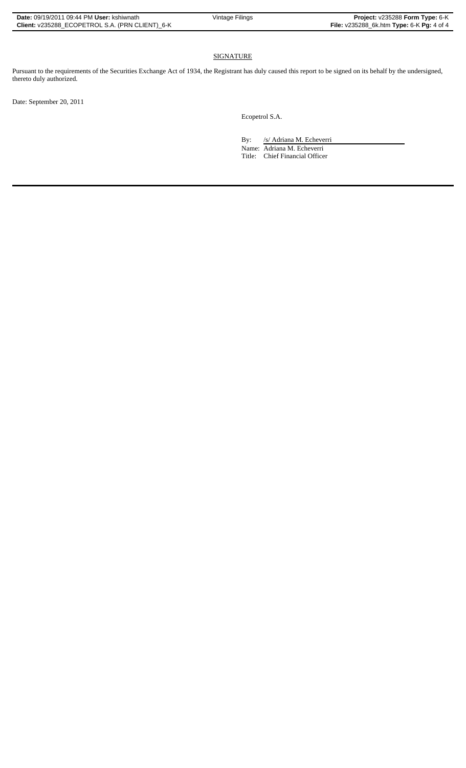## SIGNATURE

Pursuant to the requirements of the Securities Exchange Act of 1934, the Registrant has duly caused this report to be signed on its behalf by the undersigned, thereto duly authorized.

Date: September 20, 2011

Ecopetrol S.A.

By: /s/ Adriana M. Echeverri

Name: Adriana M. Echeverri

Title: Chief Financial Officer